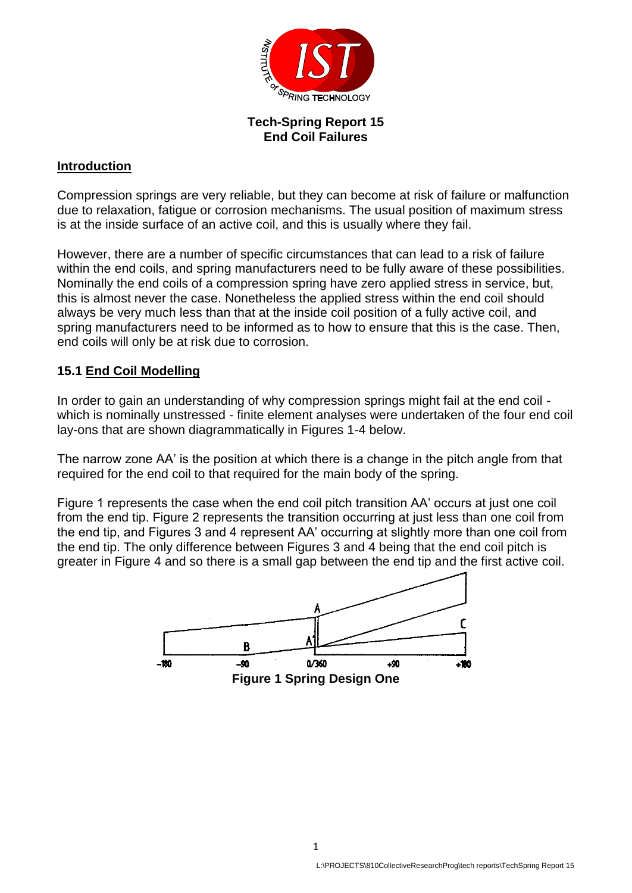# Tech-Spring Report 15
# End Coil Failures

## Introduction

Compression springs are very reliable, but they can become at risk of failure or malfunction due to relaxation, fatigue or corrosion mechanisms. The usual position of maximum stress is at the inside surface of an active coil, and this is usually where they fail.

However, there are a number of specific circumstances that can lead to a risk of failure within the end coils, and spring manufacturers need to be fully aware of these possibilities. Nominally the end coils of a compression spring have zero applied stress in service, but, this is almost never the case. Nonetheless the applied stress within the end coil should always be very much less than that at the inside coil position of a fully active coil, and spring manufacturers need to be informed as to how to ensure that this is the case. Then, end coils will only be at risk due to corrosion.

## 15.1 End Coil Modelling

In order to gain an understanding of why compression springs might fail at the end coil - which is nominally unstressed - finite element analyses were undertaken of the four end coil lay-ons that are shown diagrammatically in Figures 1-4 below.

The narrow zone AA' is the position at which there is a change in the pitch angle from that required for the end coil to that required for the main body of the spring.

Figure 1 represents the case when the end coil pitch transition AA' occurs at just one coil from the end tip. Figure 2 represents the transition occurring at just less than one coil from the end tip, and Figures 3 and 4 represent AA' occurring at slightly more than one coil from the end tip. The only difference between Figures 3 and 4 being that the end coil pitch is greater in Figure 4 and so there is a small gap between the end tip and the first active coil.

**Figure 1 Spring Design One**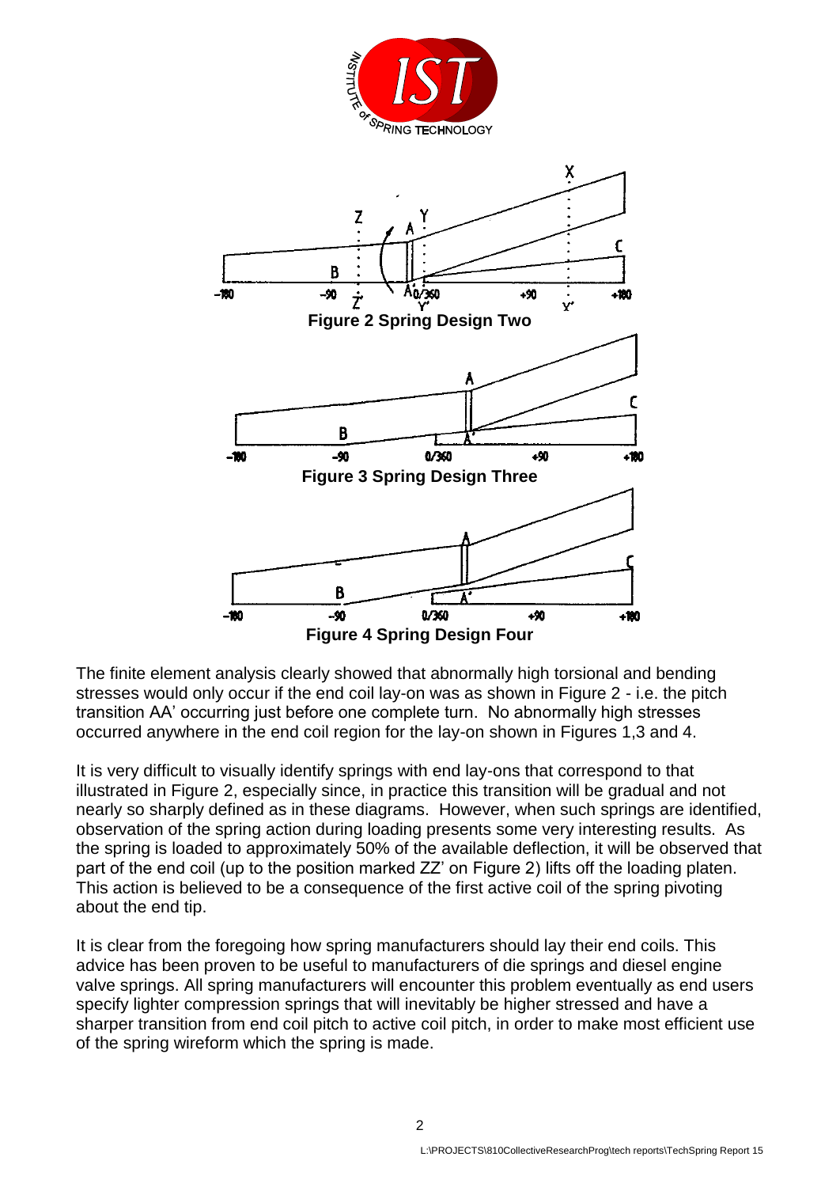Figure 2 Spring Design Two

Figure 3 Spring Design Three

Figure 4 Spring Design Four

The finite element analysis clearly showed that abnormally high torsional and bending stresses would only occur if the end coil lay-on was as shown in Figure 2 - i.e. the pitch transition AA' occurring just before one complete turn. No abnormally high stresses occurred anywhere in the end coil region for the lay-on shown in Figures 1,3 and 4.

It is very difficult to visually identify springs with end lay-ons that correspond to that illustrated in Figure 2, especially since, in practice this transition will be gradual and not nearly so sharply defined as in these diagrams. However, when such springs are identified, observation of the spring action during loading presents some very interesting results. As the spring is loaded to approximately 50% of the available deflection, it will be observed that part of the end coil (up to the position marked ZZ' on Figure 2) lifts off the loading platen. This action is believed to be a consequence of the first active coil of the spring pivoting about the end tip.

It is clear from the foregoing how spring manufacturers should lay their end coils. This advice has been proven to be useful to manufacturers of die springs and diesel engine valve springs. All spring manufacturers will encounter this problem eventually as end users specify lighter compression springs that will inevitably be higher stressed and have a sharper transition from end coil pitch to active coil pitch, in order to make most efficient use of the spring wireform which the spring is made.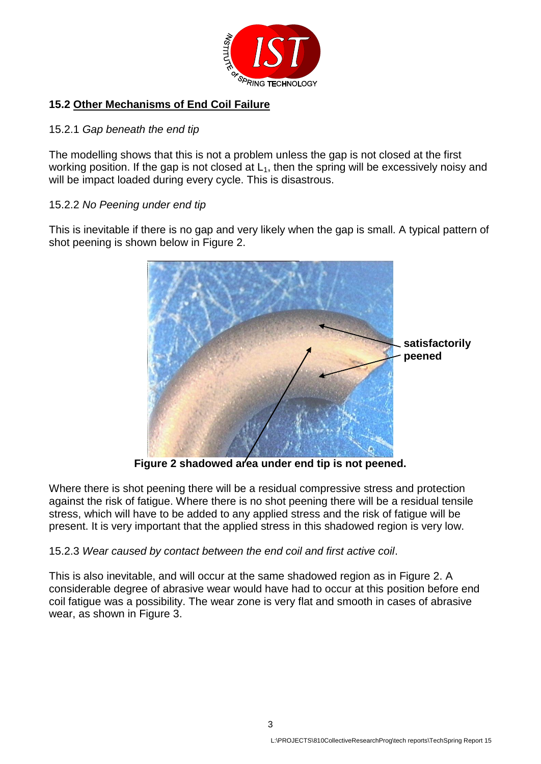## 15.2 Other Mechanisms of End Coil Failure

15.2.1 *Gap beneath the end tip*

The modelling shows that this is not a problem unless the gap is not closed at the first working position. If the gap is not closed at $L_1$, then the spring will be excessively noisy and will be impact loaded during every cycle. This is disastrous.

15.2.2 *No Peening under end tip*

This is inevitable if there is no gap and very likely when the gap is small. A typical pattern of shot peening is shown below in Figure 2.

satisfactorily peened

**Figure 2 shadowed area under end tip is not peened.**

Where there is shot peening there will be a residual compressive stress and protection against the risk of fatigue. Where there is no shot peening there will be a residual tensile stress, which will have to be added to any applied stress and the risk of fatigue will be present. It is very important that the applied stress in this shadowed region is very low.

15.2.3 *Wear caused by contact between the end coil and first active coil*.

This is also inevitable, and will occur at the same shadowed region as in Figure 2. A considerable degree of abrasive wear would have had to occur at this position before end coil fatigue was a possibility. The wear zone is very flat and smooth in cases of abrasive wear, as shown in Figure 3.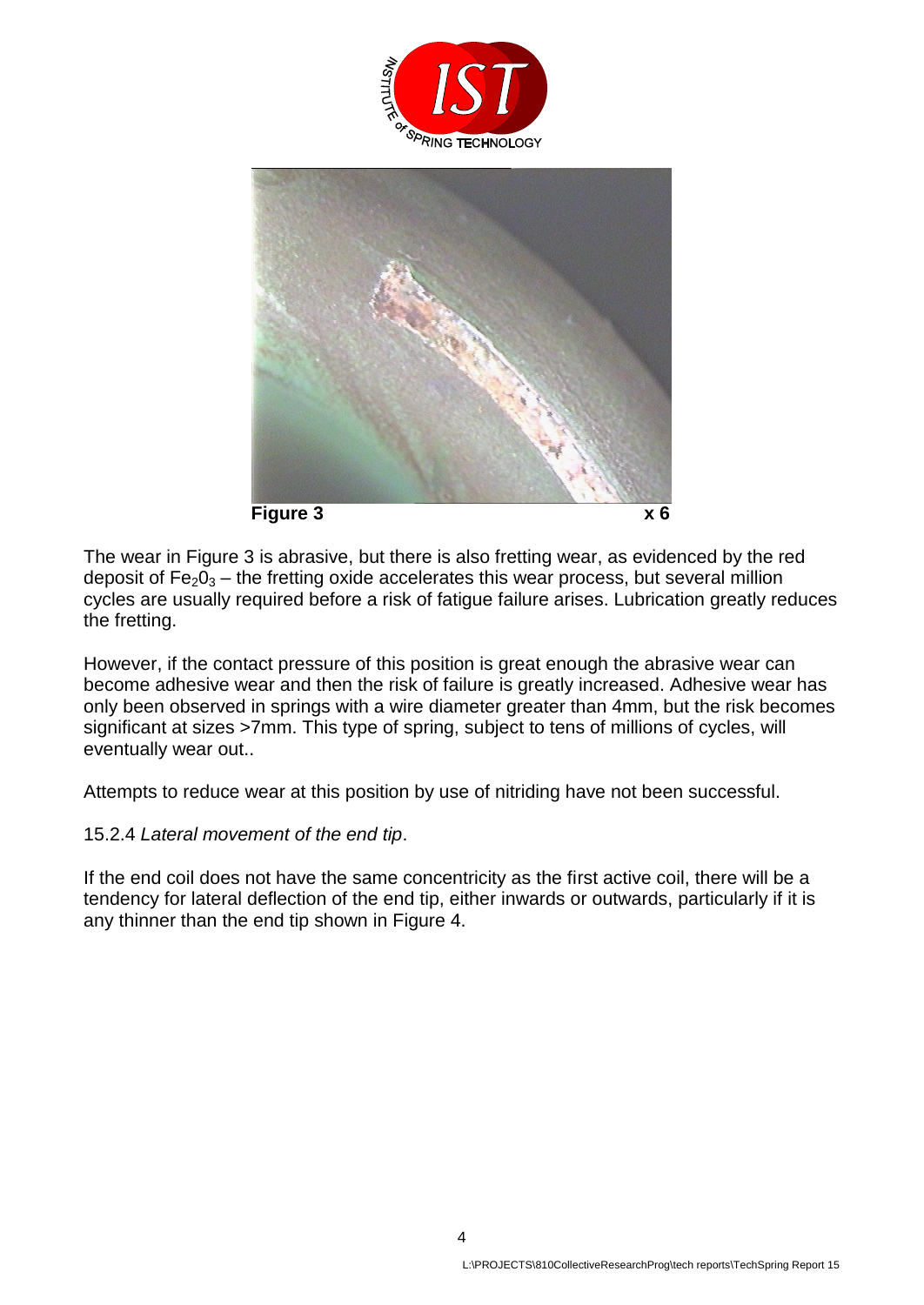Figure 3 x 6

The wear in Figure 3 is abrasive, but there is also fretting wear, as evidenced by the red deposit of $Fe_2O_3$ – the fretting oxide accelerates this wear process, but several million cycles are usually required before a risk of fatigue failure arises. Lubrication greatly reduces the fretting.

However, if the contact pressure of this position is great enough the abrasive wear can become adhesive wear and then the risk of failure is greatly increased. Adhesive wear has only been observed in springs with a wire diameter greater than 4mm, but the risk becomes significant at sizes >7mm. This type of spring, subject to tens of millions of cycles, will eventually wear out..

Attempts to reduce wear at this position by use of nitriding have not been successful.

15.2.4 *Lateral movement of the end tip*.

If the end coil does not have the same concentricity as the first active coil, there will be a tendency for lateral deflection of the end tip, either inwards or outwards, particularly if it is any thinner than the end tip shown in Figure 4.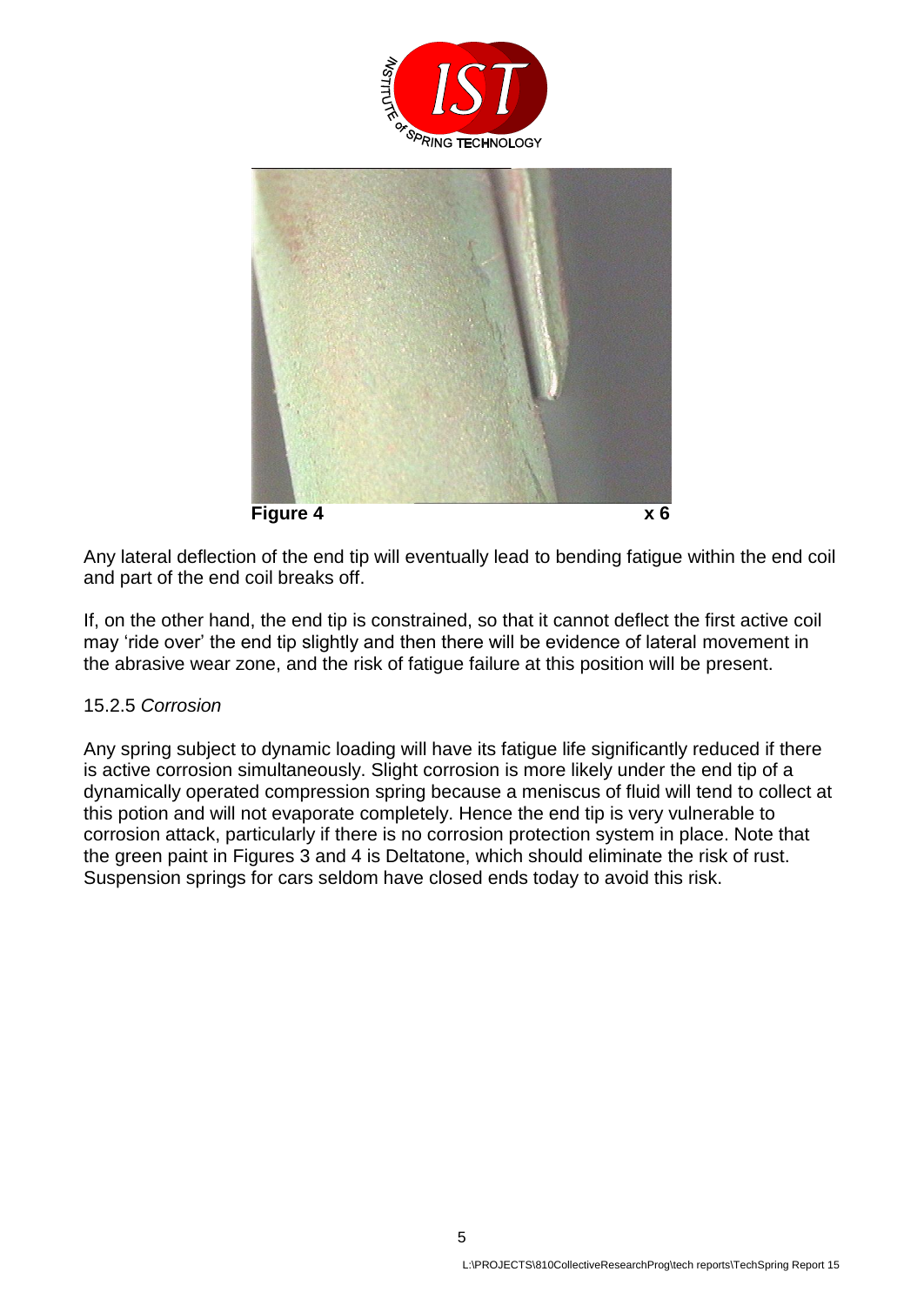**Figure 4** **x 6**

Any lateral deflection of the end tip will eventually lead to bending fatigue within the end coil and part of the end coil breaks off.

If, on the other hand, the end tip is constrained, so that it cannot deflect the first active coil may 'ride over' the end tip slightly and then there will be evidence of lateral movement in the abrasive wear zone, and the risk of fatigue failure at this position will be present.

### 15.2.5 *Corrosion*

Any spring subject to dynamic loading will have its fatigue life significantly reduced if there is active corrosion simultaneously. Slight corrosion is more likely under the end tip of a dynamically operated compression spring because a meniscus of fluid will tend to collect at this potion and will not evaporate completely. Hence the end tip is very vulnerable to corrosion attack, particularly if there is no corrosion protection system in place. Note that the green paint in Figures 3 and 4 is Deltatone, which should eliminate the risk of rust. Suspension springs for cars seldom have closed ends today to avoid this risk.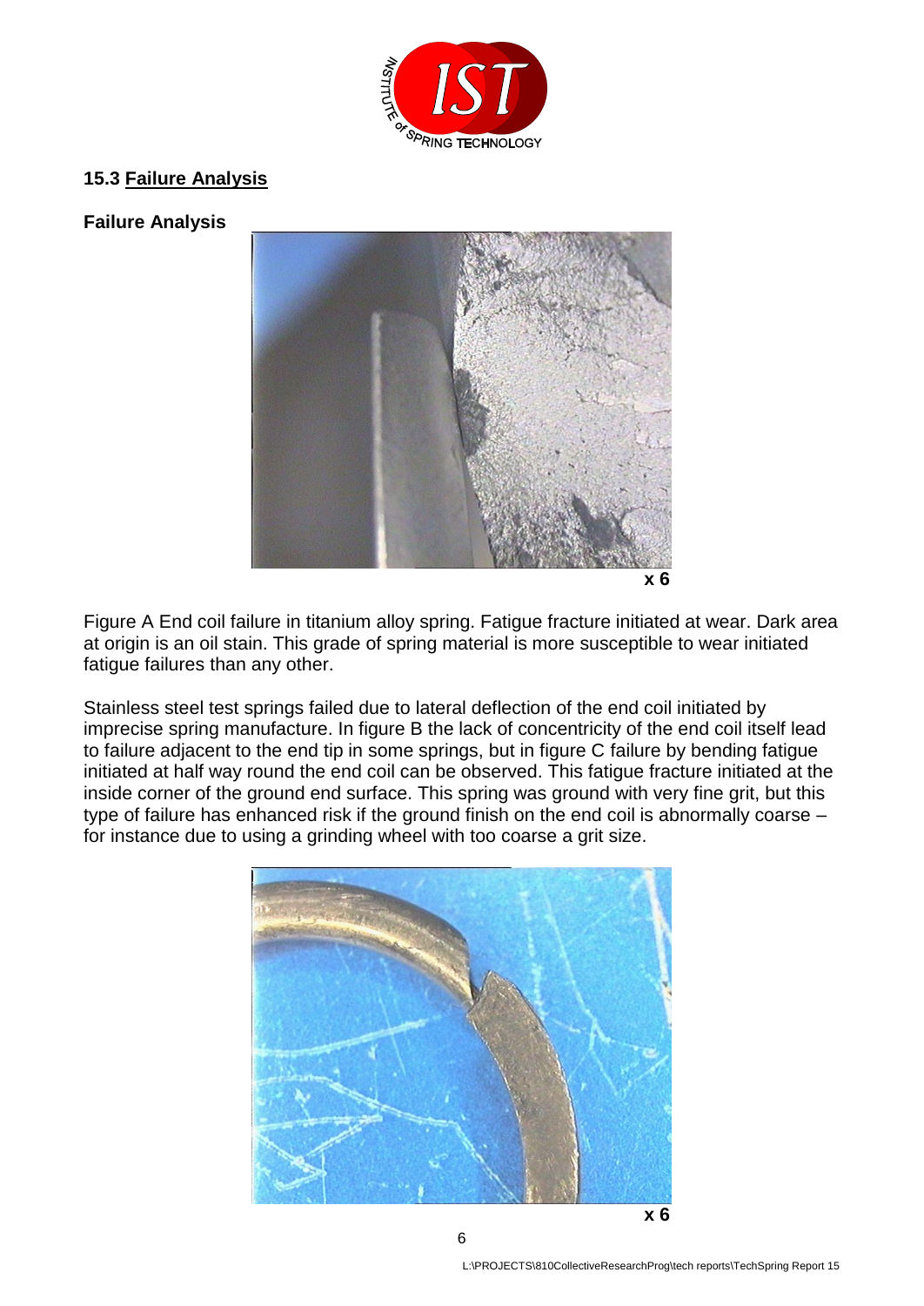## 15.3 Failure Analysis

**Failure Analysis**

**x 6**

Figure A End coil failure in titanium alloy spring. Fatigue fracture initiated at wear. Dark area at origin is an oil stain. This grade of spring material is more susceptible to wear initiated fatigue failures than any other.

Stainless steel test springs failed due to lateral deflection of the end coil initiated by imprecise spring manufacture. In figure B the lack of concentricity of the end coil itself lead to failure adjacent to the end tip in some springs, but in figure C failure by bending fatigue initiated at half way round the end coil can be observed. This fatigue fracture initiated at the inside corner of the ground end surface. This spring was ground with very fine grit, but this type of failure has enhanced risk if the ground finish on the end coil is abnormally coarse – for instance due to using a grinding wheel with too coarse a grit size.

**x 6**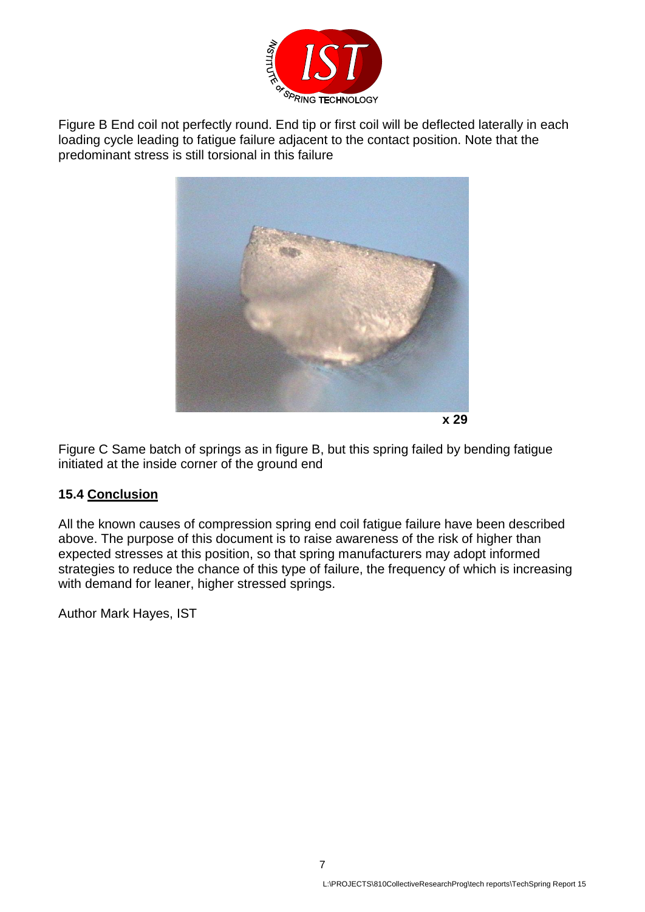Figure B End coil not perfectly round. End tip or first coil will be deflected laterally in each loading cycle leading to fatigue failure adjacent to the contact position. Note that the predominant stress is still torsional in this failure

x 29

Figure C Same batch of springs as in figure B, but this spring failed by bending fatigue initiated at the inside corner of the ground end

### 15.4 Conclusion

All the known causes of compression spring end coil fatigue failure have been described above. The purpose of this document is to raise awareness of the risk of higher than expected stresses at this position, so that spring manufacturers may adopt informed strategies to reduce the chance of this type of failure, the frequency of which is increasing with demand for leaner, higher stressed springs.

Author Mark Hayes, IST